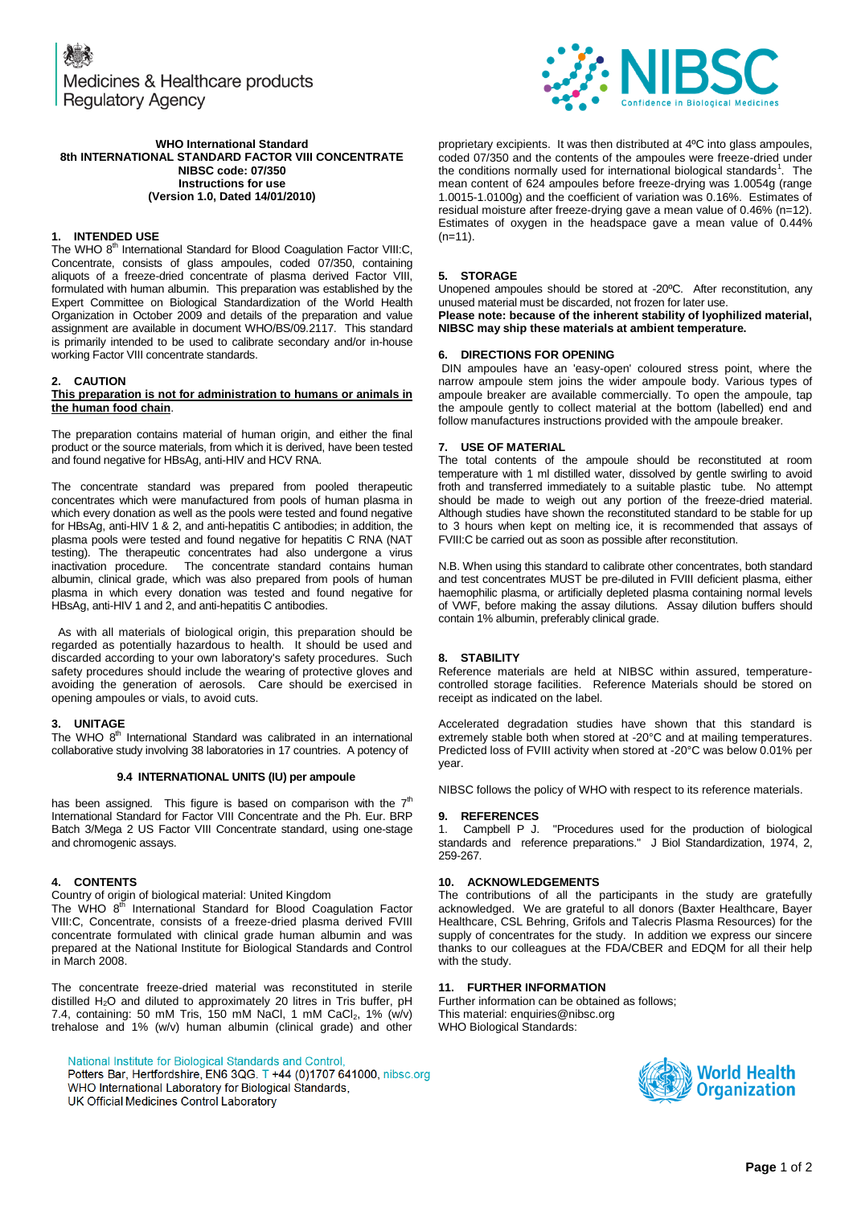Medicines & Healthcare products Regulatory Agency

NIBSC Confidence in Biological Medicines

**WHO International Standard**
**8th INTERNATIONAL STANDARD FACTOR VIII CONCENTRATE**
**NIBSC code: 07/350**
**Instructions for use**
**(Version 1.0, Dated 14/01/2010)**

## 1. INTENDED USE

The WHO 8th International Standard for Blood Coagulation Factor VIII:C, Concentrate, consists of glass ampoules, coded 07/350, containing aliquots of a freeze-dried concentrate of plasma derived Factor VIII, formulated with human albumin. This preparation was established by the Expert Committee on Biological Standardization of the World Health Organization in October 2009 and details of the preparation and value assignment are available in document WHO/BS/09.2117. This standard is primarily intended to be used to calibrate secondary and/or in-house working Factor VIII concentrate standards.

## 2. CAUTION

**This preparation is not for administration to humans or animals in the human food chain**.

The preparation contains material of human origin, and either the final product or the source materials, from which it is derived, have been tested and found negative for HBsAg, anti-HIV and HCV RNA.

The concentrate standard was prepared from pooled therapeutic concentrates which were manufactured from pools of human plasma in which every donation as well as the pools were tested and found negative for HBsAg, anti-HIV 1 & 2, and anti-hepatitis C antibodies; in addition, the plasma pools were tested and found negative for hepatitis C RNA (NAT testing). The therapeutic concentrates had also undergone a virus inactivation procedure. The concentrate standard contains human albumin, clinical grade, which was also prepared from pools of human plasma in which every donation was tested and found negative for HBsAg, anti-HIV 1 and 2, and anti-hepatitis C antibodies.

As with all materials of biological origin, this preparation should be regarded as potentially hazardous to health. It should be used and discarded according to your own laboratory's safety procedures. Such safety procedures should include the wearing of protective gloves and avoiding the generation of aerosols. Care should be exercised in opening ampoules or vials, to avoid cuts.

## 3. UNITAGE

The WHO 8th International Standard was calibrated in an international collaborative study involving 38 laboratories in 17 countries. A potency of

**9.4 INTERNATIONAL UNITS (IU) per ampoule**

has been assigned. This figure is based on comparison with the 7th International Standard for Factor VIII Concentrate and the Ph. Eur. BRP Batch 3/Mega 2 US Factor VIII Concentrate standard, using one-stage and chromogenic assays.

## 4. CONTENTS

Country of origin of biological material: United Kingdom

The WHO 8th International Standard for Blood Coagulation Factor VIII:C, Concentrate, consists of a freeze-dried plasma derived FVIII concentrate formulated with clinical grade human albumin and was prepared at the National Institute for Biological Standards and Control in March 2008.

The concentrate freeze-dried material was reconstituted in sterile distilled $H_2O$ and diluted to approximately 20 litres in Tris buffer, pH 7.4, containing: 50 mM Tris, 150 mM NaCl, 1 mM $CaCl_2$, 1% (w/v) trehalose and 1% (w/v) human albumin (clinical grade) and other proprietary excipients. It was then distributed at 4ºC into glass ampoules, coded 07/350 and the contents of the ampoules were freeze-dried under the conditions normally used for international biological standards[1]. The mean content of 624 ampoules before freeze-drying was 1.0054g (range 1.0015-1.0100g) and the coefficient of variation was 0.16%. Estimates of residual moisture after freeze-drying gave a mean value of 0.46% (n=12). Estimates of oxygen in the headspace gave a mean value of 0.44% (n=11).

## 5. STORAGE

Unopened ampoules should be stored at -20ºC. After reconstitution, any unused material must be discarded, not frozen for later use.

**Please note: because of the inherent stability of lyophilized material, NIBSC may ship these materials at ambient temperature.**

## 6. DIRECTIONS FOR OPENING

DIN ampoules have an 'easy-open' coloured stress point, where the narrow ampoule stem joins the wider ampoule body. Various types of ampoule breaker are available commercially. To open the ampoule, tap the ampoule gently to collect material at the bottom (labelled) end and follow manufactures instructions provided with the ampoule breaker.

## 7. USE OF MATERIAL

The total contents of the ampoule should be reconstituted at room temperature with 1 ml distilled water, dissolved by gentle swirling to avoid froth and transferred immediately to a suitable plastic tube. No attempt should be made to weigh out any portion of the freeze-dried material. Although studies have shown the reconstituted standard to be stable for up to 3 hours when kept on melting ice, it is recommended that assays of FVIII:C be carried out as soon as possible after reconstitution.

N.B. When using this standard to calibrate other concentrates, both standard and test concentrates MUST be pre-diluted in FVIII deficient plasma, either haemophilic plasma, or artificially depleted plasma containing normal levels of VWF, before making the assay dilutions. Assay dilution buffers should contain 1% albumin, preferably clinical grade.

## 8. STABILITY

Reference materials are held at NIBSC within assured, temperature-controlled storage facilities. Reference Materials should be stored on receipt as indicated on the label.

Accelerated degradation studies have shown that this standard is extremely stable both when stored at -20°C and at mailing temperatures. Predicted loss of FVIII activity when stored at -20°C was below 0.01% per year.

NIBSC follows the policy of WHO with respect to its reference materials.

## 9. REFERENCES

1. Campbell P J. "Procedures used for the production of biological standards and reference preparations." J Biol Standardization, 1974, 2, 259-267.

## 10. ACKNOWLEDGEMENTS

The contributions of all the participants in the study are gratefully acknowledged. We are grateful to all donors (Baxter Healthcare, Bayer Healthcare, CSL Behring, Grifols and Talecris Plasma Resources) for the supply of concentrates for the study. In addition we express our sincere thanks to our colleagues at the FDA/CBER and EDQM for all their help with the study.

## 11. FURTHER INFORMATION

Further information can be obtained as follows;
This material: enquiries@nibsc.org
WHO Biological Standards:

National Institute for Biological Standards and Control,
Potters Bar, Hertfordshire, EN6 3QG. T +44 (0)1707 641000, nibsc.org
WHO International Laboratory for Biological Standards,
UK Official Medicines Control Laboratory

World Health Organization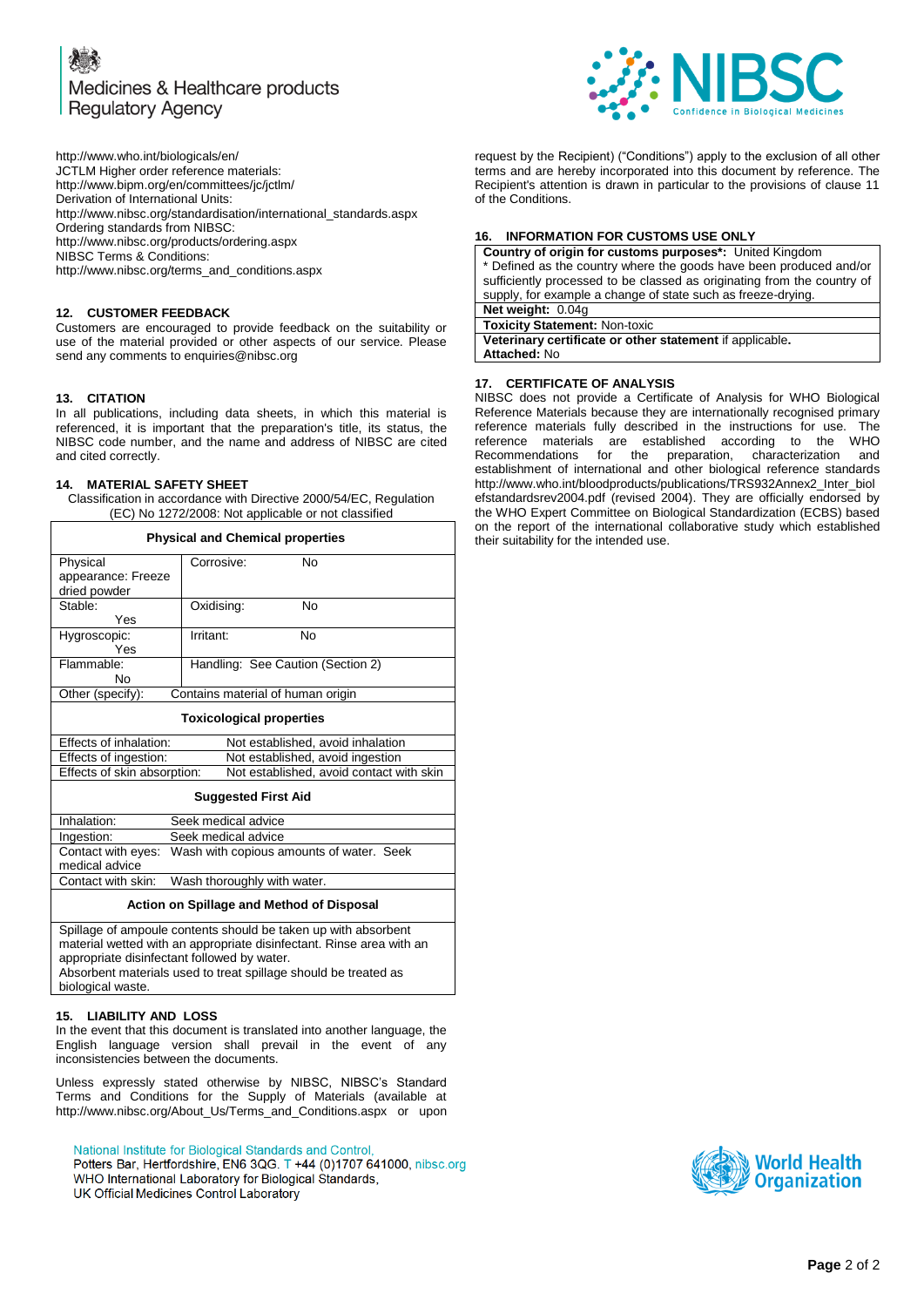http://www.who.int/biologicals/en/
JCTLM Higher order reference materials:
http://www.bipm.org/en/committees/jc/jctlm/
Derivation of International Units:
http://www.nibsc.org/standardisation/international_standards.aspx
Ordering standards from NIBSC:
http://www.nibsc.org/products/ordering.aspx
NIBSC Terms & Conditions:
http://www.nibsc.org/terms_and_conditions.aspx

## 12. CUSTOMER FEEDBACK

Customers are encouraged to provide feedback on the suitability or use of the material provided or other aspects of our service. Please send any comments to enquiries@nibsc.org

## 13. CITATION

In all publications, including data sheets, in which this material is referenced, it is important that the preparation's title, its status, the NIBSC code number, and the name and address of NIBSC are cited and cited correctly.

## 14. MATERIAL SAFETY SHEET

Classification in accordance with Directive 2000/54/EC, Regulation (EC) No 1272/2008: Not applicable or not classified

| **Physical and Chemical properties** | |
|---|---|
| Physical appearance: Freeze dried powder | Corrosive: No |
| Stable: Yes | Oxidising: No |
| Hygroscopic: Yes | Irritant: No |
| Flammable: No | Handling: See Caution (Section 2) |
| Other (specify): | Contains material of human origin |

| **Toxicological properties** | |
|---|---|
| Effects of inhalation: | Not established, avoid inhalation |
| Effects of ingestion: | Not established, avoid ingestion |
| Effects of skin absorption: | Not established, avoid contact with skin |

| **Suggested First Aid** | |
|---|---|
| Inhalation: | Seek medical advice |
| Ingestion: | Seek medical advice |
| Contact with eyes: | Wash with copious amounts of water. Seek medical advice |
| Contact with skin: | Wash thoroughly with water. |

**Action on Spillage and Method of Disposal**

Spillage of ampoule contents should be taken up with absorbent material wetted with an appropriate disinfectant. Rinse area with an appropriate disinfectant followed by water.
Absorbent materials used to treat spillage should be treated as biological waste.

## 15. LIABILITY AND LOSS

In the event that this document is translated into another language, the English language version shall prevail in the event of any inconsistencies between the documents.

Unless expressly stated otherwise by NIBSC, NIBSC's Standard Terms and Conditions for the Supply of Materials (available at http://www.nibsc.org/About_Us/Terms_and_Conditions.aspx or upon request by the Recipient) ("Conditions") apply to the exclusion of all other terms and are hereby incorporated into this document by reference. The Recipient's attention is drawn in particular to the provisions of clause 11 of the Conditions.

## 16. INFORMATION FOR CUSTOMS USE ONLY

| |
|---|
| **Country of origin for customs purposes\*:** United Kingdom<br>\* Defined as the country where the goods have been produced and/or sufficiently processed to be classed as originating from the country of supply, for example a change of state such as freeze-drying. |
| **Net weight:** 0.04g |
| **Toxicity Statement:** Non-toxic |
| **Veterinary certificate or other statement** if applicable. **Attached:** No |

## 17. CERTIFICATE OF ANALYSIS

NIBSC does not provide a Certificate of Analysis for WHO Biological Reference Materials because they are internationally recognised primary reference materials fully described in the instructions for use. The reference materials are established according to the WHO Recommendations for the preparation, characterization and establishment of international and other biological reference standards http://www.who.int/bloodproducts/publications/TRS932Annex2_Inter_biolefstandardsrev2004.pdf (revised 2004). They are officially endorsed by the WHO Expert Committee on Biological Standardization (ECBS) based on the report of the international collaborative study which established their suitability for the intended use.

National Institute for Biological Standards and Control,
Potters Bar, Hertfordshire, EN6 3QG. T +44 (0)1707 641000, nibsc.org
WHO International Laboratory for Biological Standards,
UK Official Medicines Control Laboratory